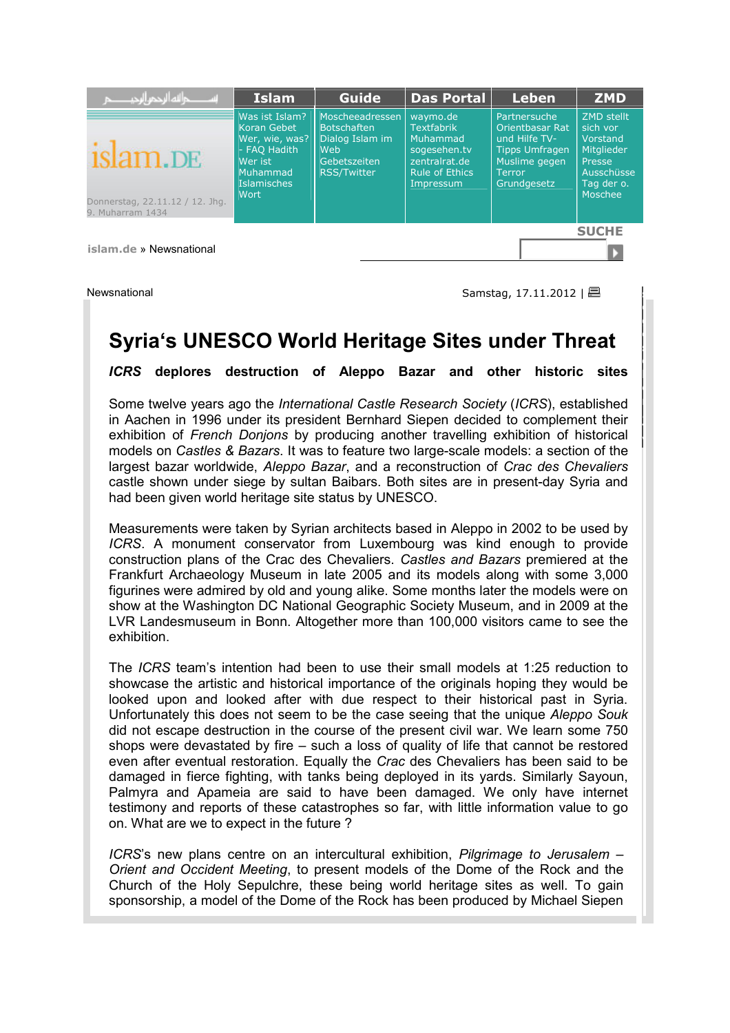islam.DE

Donnerstag, 22.11.12 / 12. Jhg. 9. Muharram 1434

| Islam | Guide | Das Portal | Leben | ZMD |
|---|---|---|---|---|
| Was ist Islam? Koran Gebet Wer, wie, was? - FAQ Hadith Wer ist Muhammad Islamisches Wort | Moscheeadressen Botschaften Dialog Islam im Web Gebetszeiten RSS/Twitter | waymo.de Textfabrik Muhammad sogesehen.tv zentralrat.de Rule of Ethics Impressum | Partnersuche Orientbasar Rat und Hilfe TV-Tipps Umfragen Muslime gegen Terror Grundgesetz | ZMD stellt sich vor Vorstand Mitglieder Presse Ausschüsse Tag der o. Moschee |

SUCHE

islam.de » Newsnational

Newsnational

Samstag, 17.11.2012 |

# Syria‘s UNESCO World Heritage Sites under Threat

***ICRS* deplores destruction of Aleppo Bazar and other historic sites**

Some twelve years ago the *International Castle Research Society* (*ICRS*), established in Aachen in 1996 under its president Bernhard Siepen decided to complement their exhibition of *French Donjons* by producing another travelling exhibition of historical models on *Castles & Bazars*. It was to feature two large-scale models: a section of the largest bazar worldwide, *Aleppo Bazar*, and a reconstruction of *Crac des Chevaliers* castle shown under siege by sultan Baibars. Both sites are in present-day Syria and had been given world heritage site status by UNESCO.

Measurements were taken by Syrian architects based in Aleppo in 2002 to be used by *ICRS*. A monument conservator from Luxembourg was kind enough to provide construction plans of the Crac des Chevaliers. *Castles and Bazars* premiered at the Frankfurt Archaeology Museum in late 2005 and its models along with some 3,000 figurines were admired by old and young alike. Some months later the models were on show at the Washington DC National Geographic Society Museum, and in 2009 at the LVR Landesmuseum in Bonn. Altogether more than 100,000 visitors came to see the exhibition.

The *ICRS* team’s intention had been to use their small models at 1:25 reduction to showcase the artistic and historical importance of the originals hoping they would be looked upon and looked after with due respect to their historical past in Syria. Unfortunately this does not seem to be the case seeing that the unique *Aleppo Souk* did not escape destruction in the course of the present civil war. We learn some 750 shops were devastated by fire – such a loss of quality of life that cannot be restored even after eventual restoration. Equally the *Crac* des Chevaliers has been said to be damaged in fierce fighting, with tanks being deployed in its yards. Similarly Sayoun, Palmyra and Apameia are said to have been damaged. We only have internet testimony and reports of these catastrophes so far, with little information value to go on. What are we to expect in the future ?

*ICRS*’s new plans centre on an intercultural exhibition, *Pilgrimage to Jerusalem – Orient and Occident Meeting*, to present models of the Dome of the Rock and the Church of the Holy Sepulchre, these being world heritage sites as well. To gain sponsorship, a model of the Dome of the Rock has been produced by Michael Siepen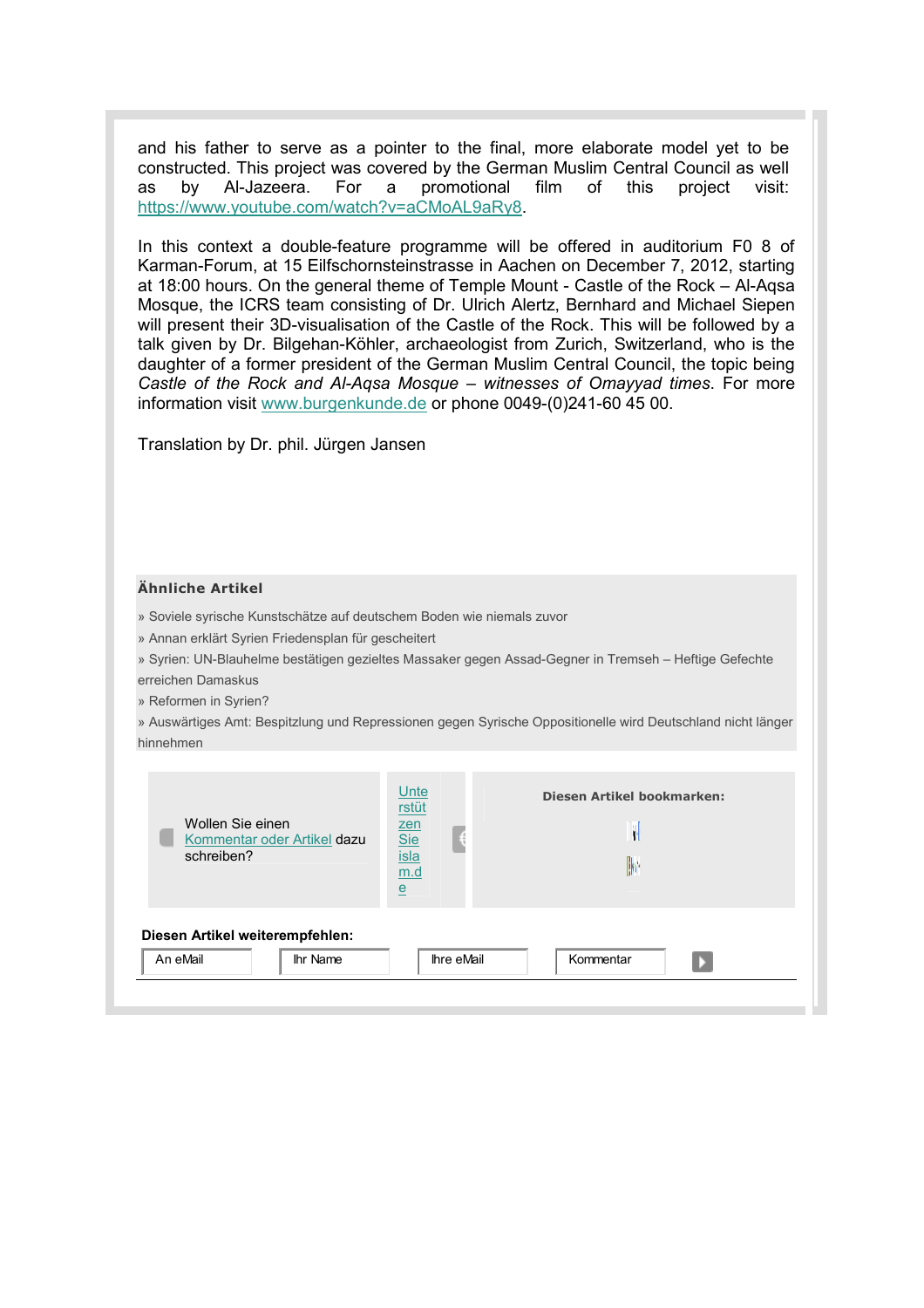and his father to serve as a pointer to the final, more elaborate model yet to be constructed. This project was covered by the German Muslim Central Council as well as by Al-Jazeera. For a promotional film of this project visit: https://www.youtube.com/watch?v=aCMoAL9aRy8.

In this context a double-feature programme will be offered in auditorium F0 8 of Karman-Forum, at 15 Eilfschornsteinstrasse in Aachen on December 7, 2012, starting at 18:00 hours. On the general theme of Temple Mount - Castle of the Rock – Al-Aqsa Mosque, the ICRS team consisting of Dr. Ulrich Alertz, Bernhard and Michael Siepen will present their 3D-visualisation of the Castle of the Rock. This will be followed by a talk given by Dr. Bilgehan-Köhler, archaeologist from Zurich, Switzerland, who is the daughter of a former president of the German Muslim Central Council, the topic being *Castle of the Rock and Al-Aqsa Mosque – witnesses of Omayyad times*. For more information visit www.burgenkunde.de or phone 0049-(0)241-60 45 00.

Translation by Dr. phil. Jürgen Jansen

**Ähnliche Artikel**

» Soviele syrische Kunstschätze auf deutschem Boden wie niemals zuvor
» Annan erklärt Syrien Friedensplan für gescheitert
» Syrien: UN-Blauhelme bestätigen gezieltes Massaker gegen Assad-Gegner in Tremseh – Heftige Gefechte erreichen Damaskus
» Reformen in Syrien?
» Auswärtiges Amt: Bespitzlung und Repressionen gegen Syrische Oppositionelle wird Deutschland nicht länger hinnehmen

Wollen Sie einen Kommentar oder Artikel dazu schreiben?

Unterstützen Sie islam.de

**Diesen Artikel bookmarken:**

**Diesen Artikel weiterempfehlen:**

An eMail | Ihr Name | Ihre eMail | Kommentar